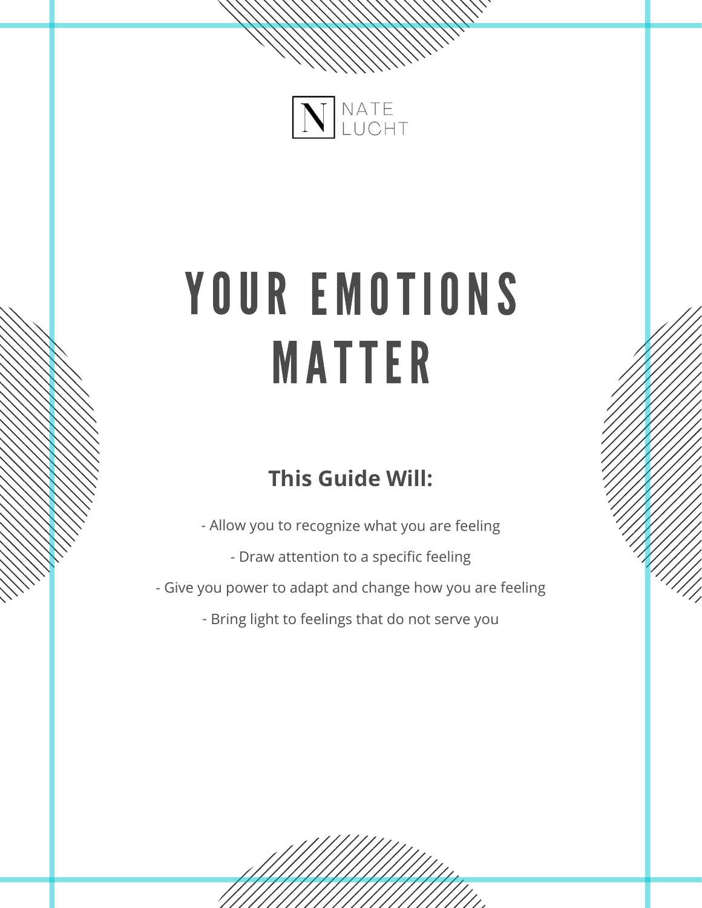NATE LUCHT

# YOUR EMOTIONS MATTER

**This Guide Will:**

- Allow you to recognize what you are feeling
- Draw attention to a specific feeling
- Give you power to adapt and change how you are feeling
- Bring light to feelings that do not serve you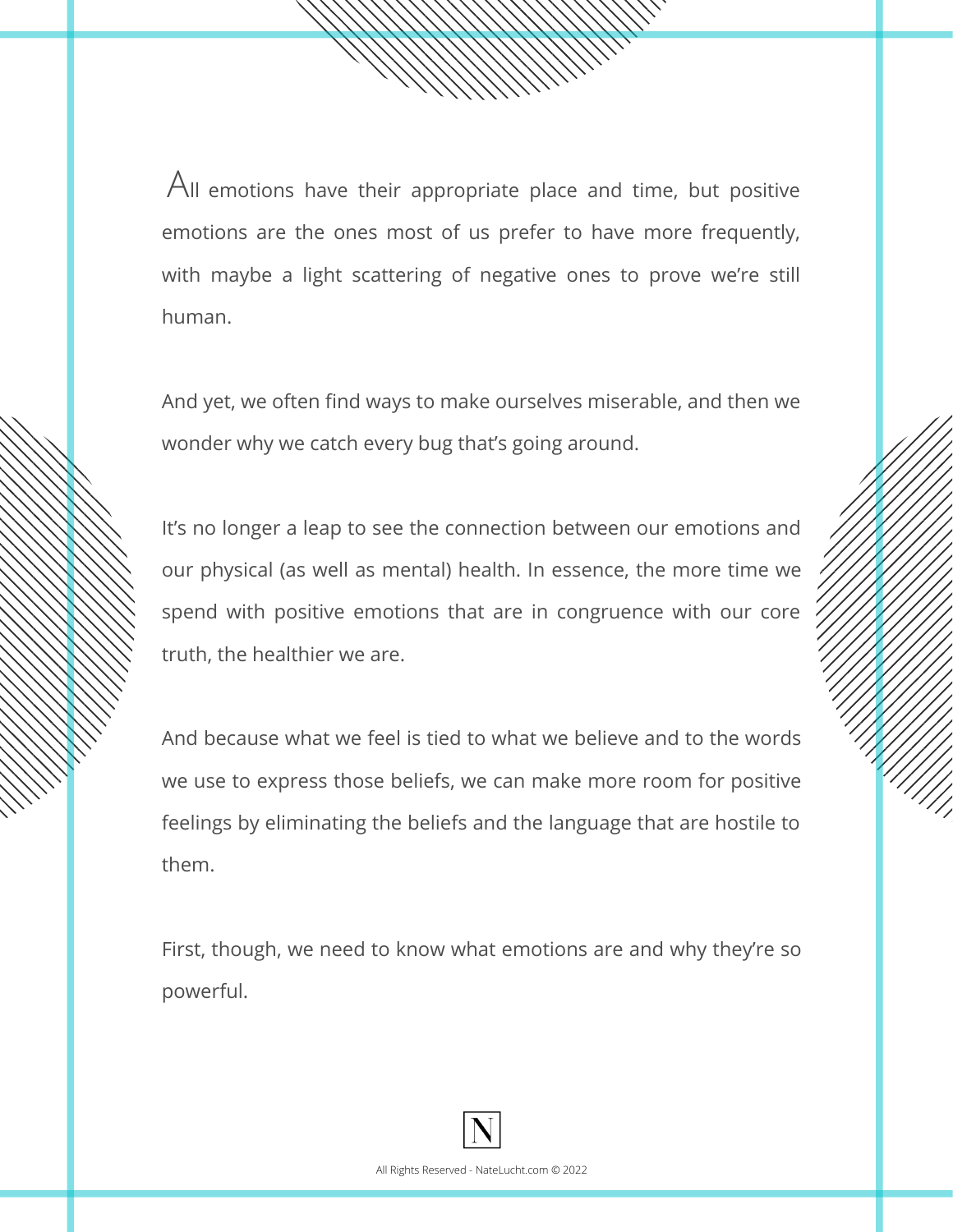All emotions have their appropriate place and time, but positive emotions are the ones most of us prefer to have more frequently, with maybe a light scattering of negative ones to prove we're still human.

And yet, we often find ways to make ourselves miserable, and then we wonder why we catch every bug that's going around.

It's no longer a leap to see the connection between our emotions and our physical (as well as mental) health. In essence, the more time we spend with positive emotions that are in congruence with our core truth, the healthier we are.

And because what we feel is tied to what we believe and to the words we use to express those beliefs, we can make more room for positive feelings by eliminating the beliefs and the language that are hostile to them.

First, though, we need to know what emotions are and why they're so powerful.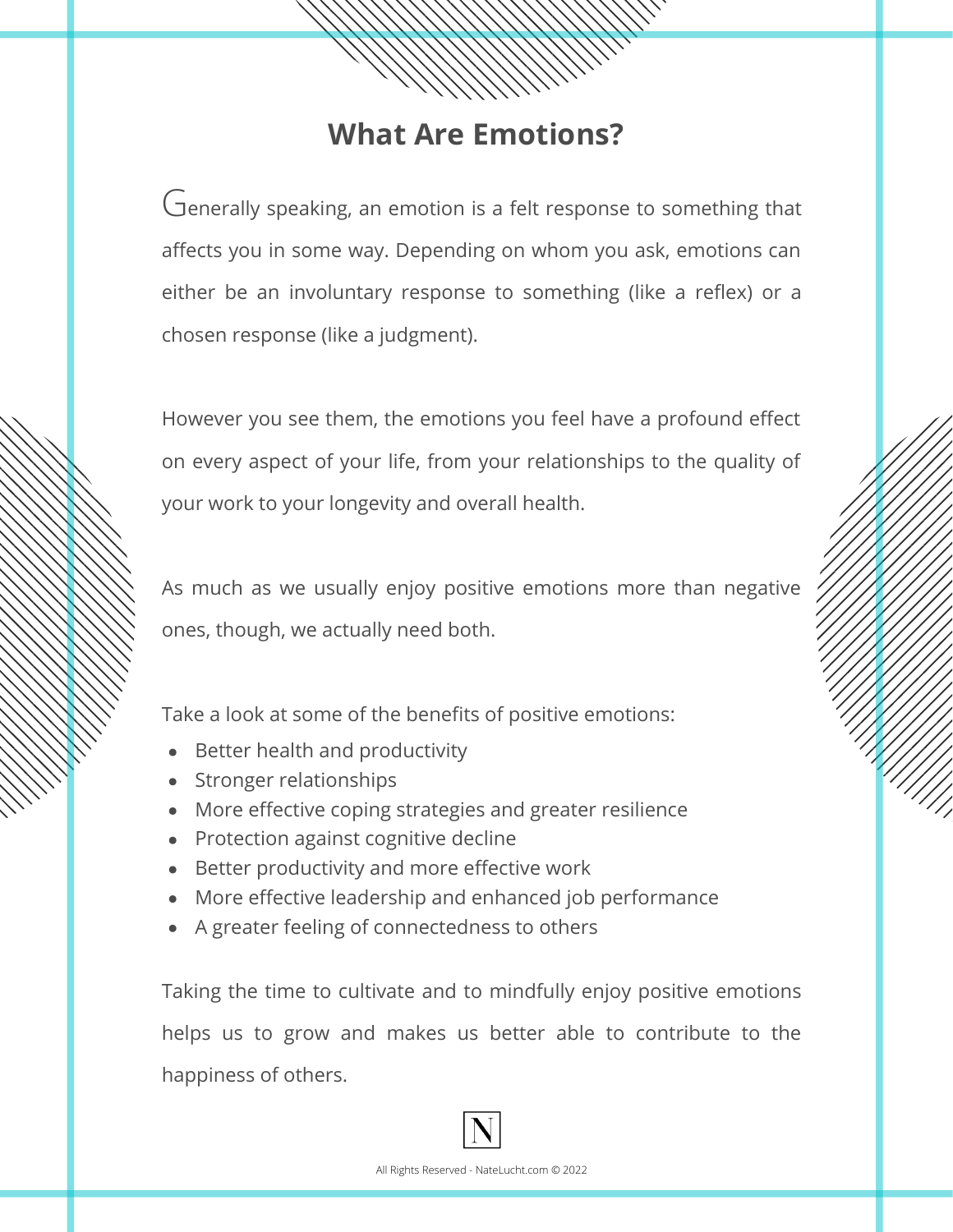# What Are Emotions?

Generally speaking, an emotion is a felt response to something that affects you in some way. Depending on whom you ask, emotions can either be an involuntary response to something (like a reflex) or a chosen response (like a judgment).

However you see them, the emotions you feel have a profound effect on every aspect of your life, from your relationships to the quality of your work to your longevity and overall health.

As much as we usually enjoy positive emotions more than negative ones, though, we actually need both.

Take a look at some of the benefits of positive emotions:

- Better health and productivity
- Stronger relationships
- More effective coping strategies and greater resilience
- Protection against cognitive decline
- Better productivity and more effective work
- More effective leadership and enhanced job performance
- A greater feeling of connectedness to others

Taking the time to cultivate and to mindfully enjoy positive emotions helps us to grow and makes us better able to contribute to the happiness of others.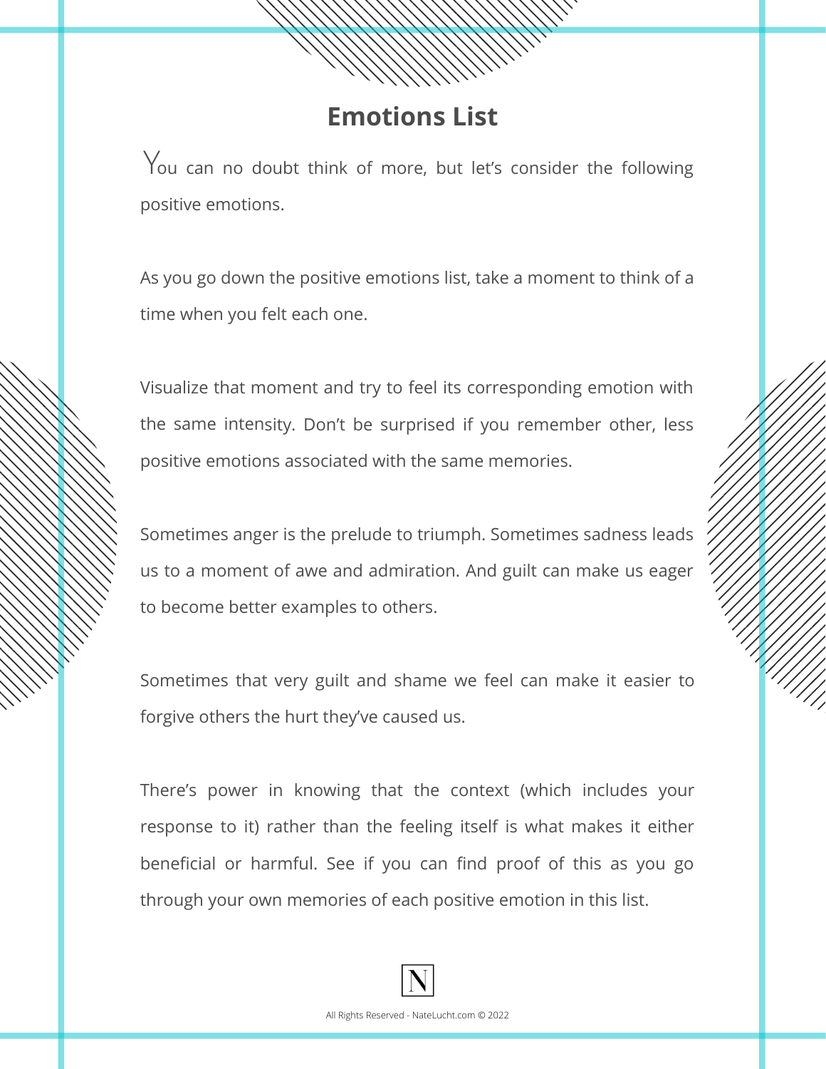# Emotions List

You can no doubt think of more, but let's consider the following positive emotions.

As you go down the positive emotions list, take a moment to think of a time when you felt each one.

Visualize that moment and try to feel its corresponding emotion with the same intensity. Don't be surprised if you remember other, less positive emotions associated with the same memories.

Sometimes anger is the prelude to triumph. Sometimes sadness leads us to a moment of awe and admiration. And guilt can make us eager to become better examples to others.

Sometimes that very guilt and shame we feel can make it easier to forgive others the hurt they've caused us.

There's power in knowing that the context (which includes your response to it) rather than the feeling itself is what makes it either beneficial or harmful. See if you can find proof of this as you go through your own memories of each positive emotion in this list.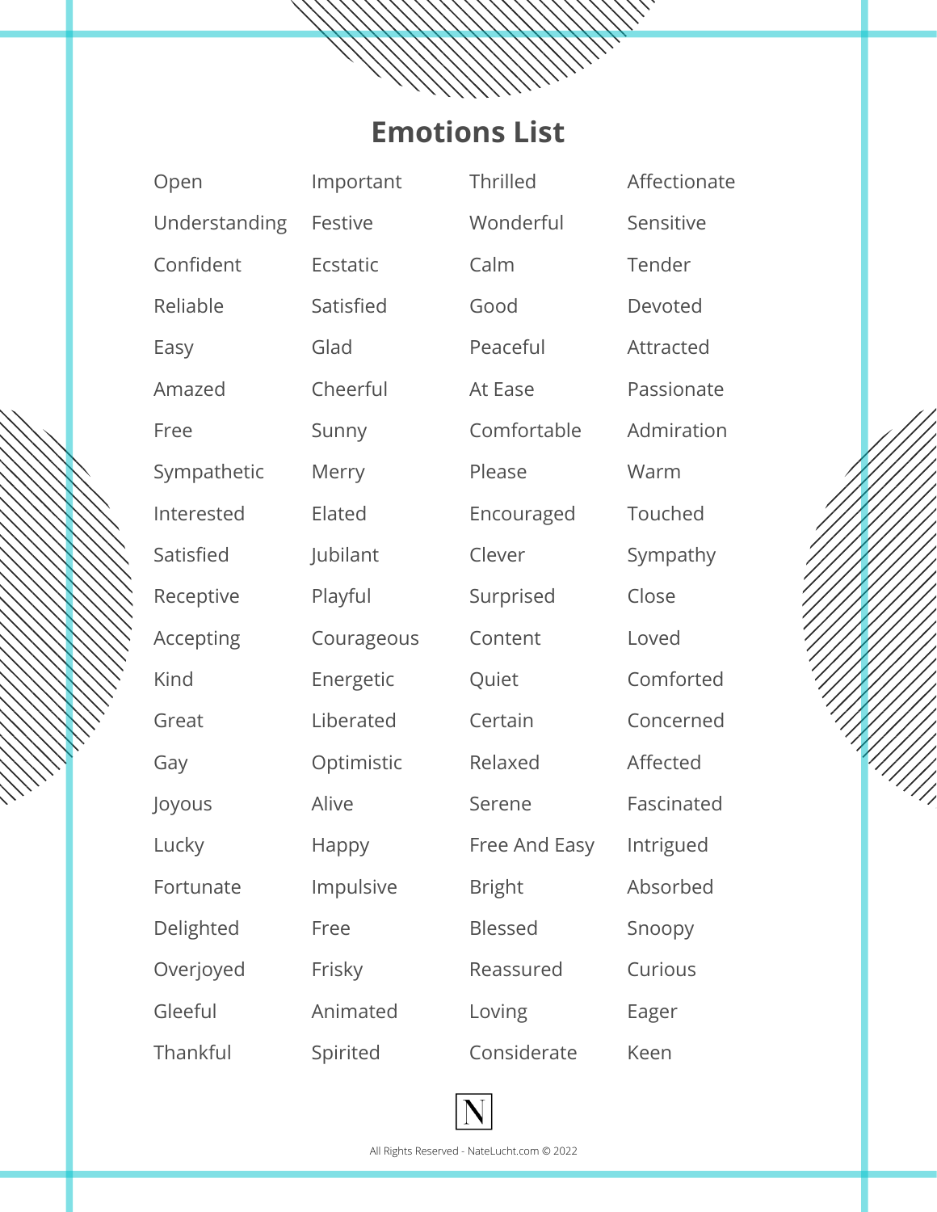## Emotions List

- Open
- Understanding
- Confident
- Reliable
- Easy
- Amazed
- Free
- Sympathetic
- Interested
- Satisfied
- Receptive
- Accepting
- Kind
- Great
- Gay
- Joyous
- Lucky
- Fortunate
- Delighted
- Overjoyed
- Gleeful
- Thankful
- Important
- Festive
- Ecstatic
- Satisfied
- Glad
- Cheerful
- Sunny
- Merry
- Elated
- Jubilant
- Playful
- Courageous
- Energetic
- Liberated
- Optimistic
- Alive
- Happy
- Impulsive
- Free
- Frisky
- Animated
- Spirited
- Thrilled
- Wonderful
- Calm
- Good
- Peaceful
- At Ease
- Comfortable
- Please
- Encouraged
- Clever
- Surprised
- Content
- Quiet
- Certain
- Relaxed
- Serene
- Free And Easy
- Bright
- Blessed
- Reassured
- Loving
- Considerate
- Affectionate
- Sensitive
- Tender
- Devoted
- Attracted
- Passionate
- Admiration
- Warm
- Touched
- Sympathy
- Close
- Loved
- Comforted
- Concerned
- Affected
- Fascinated
- Intrigued
- Absorbed
- Snoopy
- Curious
- Eager
- Keen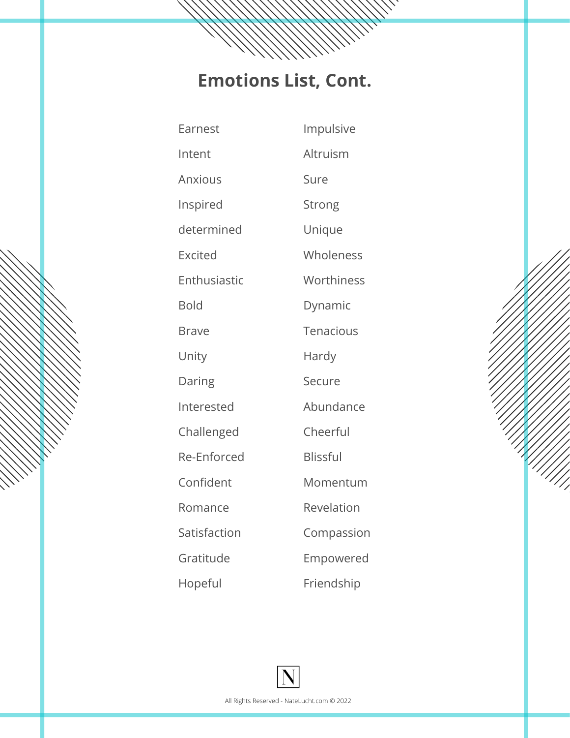# Emotions List, Cont.

- Earnest
- Intent
- Anxious
- Inspired
- determined
- Excited
- Enthusiastic
- Bold
- Brave
- Unity
- Daring
- Interested
- Challenged
- Re-Enforced
- Confident
- Romance
- Satisfaction
- Gratitude
- Hopeful
- Impulsive
- Altruism
- Sure
- Strong
- Unique
- Wholeness
- Worthiness
- Dynamic
- Tenacious
- Hardy
- Secure
- Abundance
- Cheerful
- Blissful
- Momentum
- Revelation
- Compassion
- Empowered
- Friendship

All Rights Reserved - NateLucht.com © 2022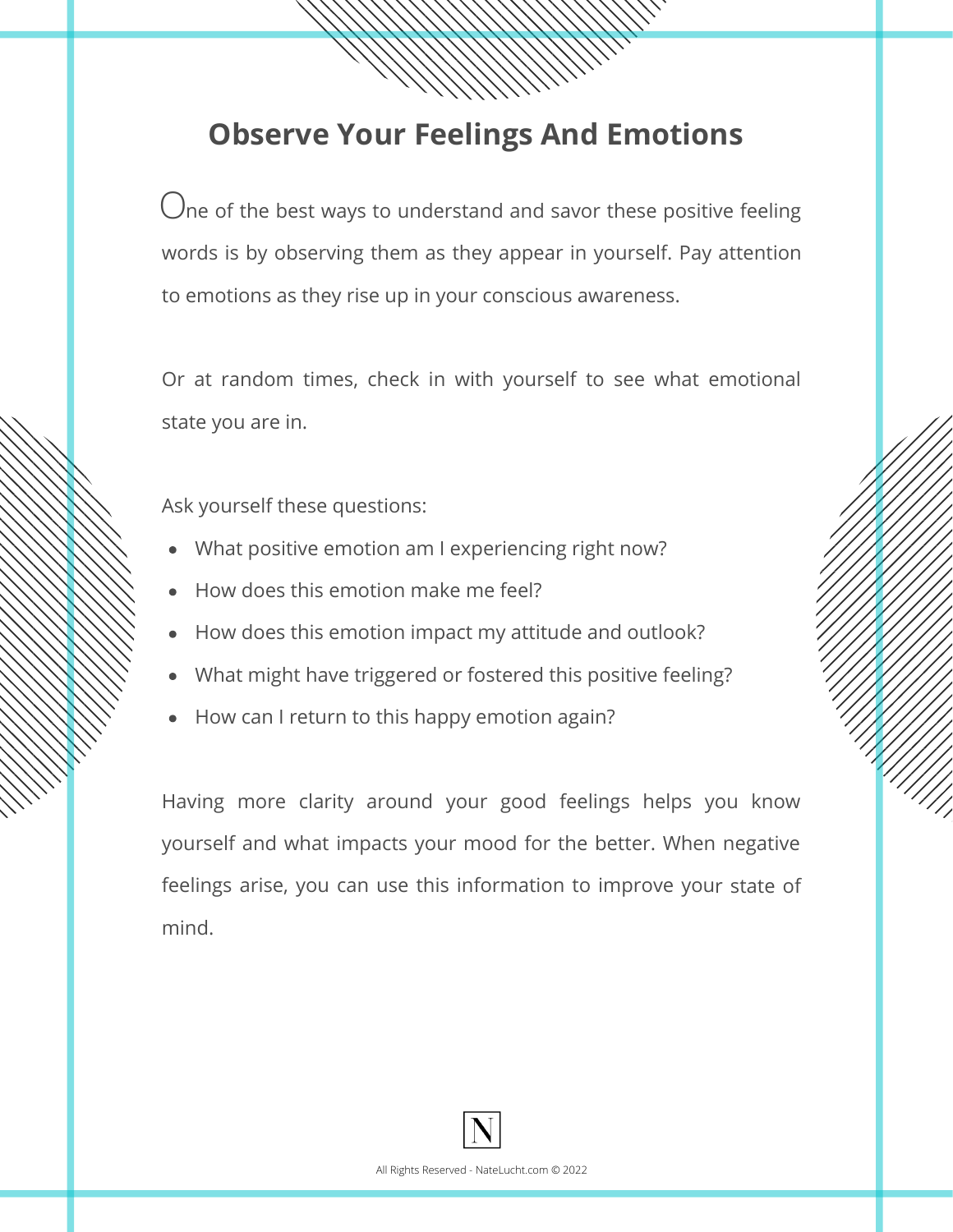# Observe Your Feelings And Emotions

One of the best ways to understand and savor these positive feeling words is by observing them as they appear in yourself. Pay attention to emotions as they rise up in your conscious awareness.

Or at random times, check in with yourself to see what emotional state you are in.

Ask yourself these questions:

- What positive emotion am I experiencing right now?
- How does this emotion make me feel?
- How does this emotion impact my attitude and outlook?
- What might have triggered or fostered this positive feeling?
- How can I return to this happy emotion again?

Having more clarity around your good feelings helps you know yourself and what impacts your mood for the better. When negative feelings arise, you can use this information to improve your state of mind.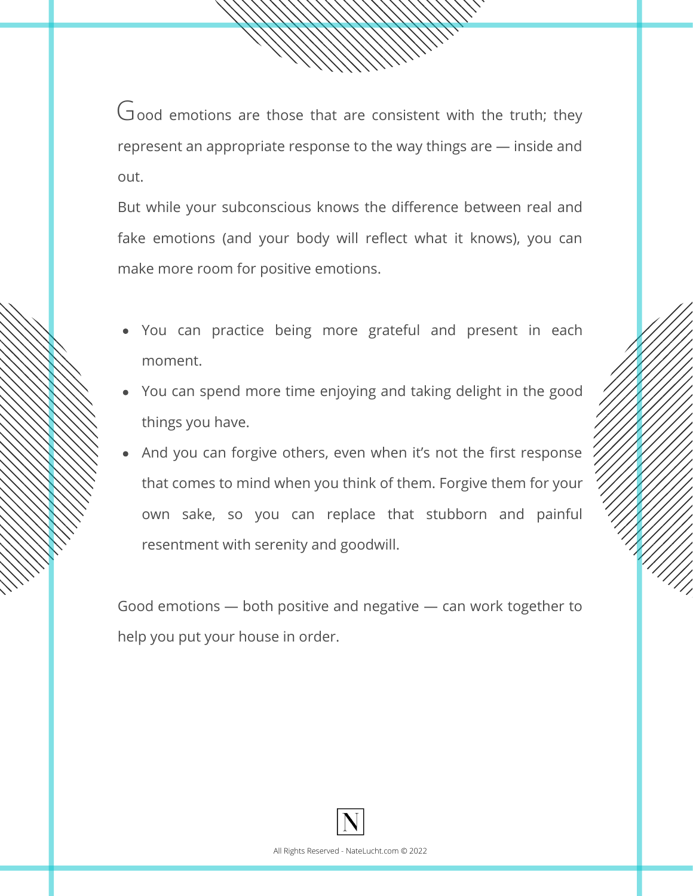Good emotions are those that are consistent with the truth; they represent an appropriate response to the way things are — inside and out.

But while your subconscious knows the difference between real and fake emotions (and your body will reflect what it knows), you can make more room for positive emotions.

- You can practice being more grateful and present in each moment.
- You can spend more time enjoying and taking delight in the good things you have.
- And you can forgive others, even when it's not the first response that comes to mind when you think of them. Forgive them for your own sake, so you can replace that stubborn and painful resentment with serenity and goodwill.

Good emotions — both positive and negative — can work together to help you put your house in order.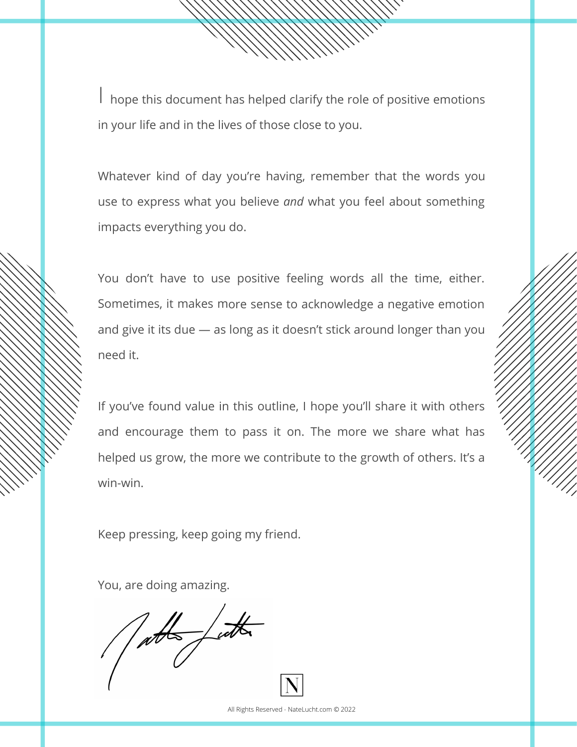I hope this document has helped clarify the role of positive emotions in your life and in the lives of those close to you.

Whatever kind of day you're having, remember that the words you use to express what you believe *and* what you feel about something impacts everything you do.

You don't have to use positive feeling words all the time, either. Sometimes, it makes more sense to acknowledge a negative emotion and give it its due — as long as it doesn't stick around longer than you need it.

If you've found value in this outline, I hope you'll share it with others and encourage them to pass it on. The more we share what has helped us grow, the more we contribute to the growth of others. It's a win-win.

Keep pressing, keep going my friend.

You, are doing amazing.

All Rights Reserved - NateLucht.com © 2022